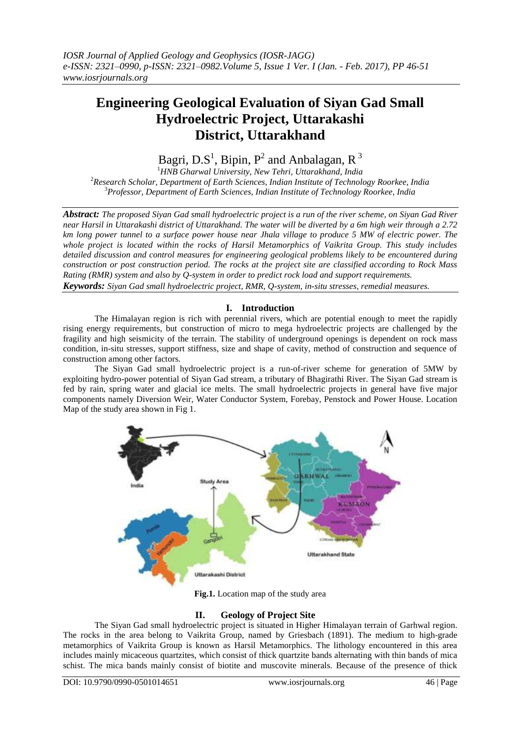*IOSR Journal of Applied Geology and Geophysics (IOSR-JAGG)*
*e-ISSN: 2321–0990, p-ISSN: 2321–0982.Volume 5, Issue 1 Ver. I (Jan. - Feb. 2017), PP 46-51*
*www.iosrjournals.org*

# Engineering Geological Evaluation of Siyan Gad Small Hydroelectric Project, Uttarakashi District, Uttarakhand

Bagri, D.S[1], Bipin, P[2] and Anbalagan, R[3]

[1]*HNB Gharwal University, New Tehri, Uttarakhand, India*
[2]*Research Scholar, Department of Earth Sciences, Indian Institute of Technology Roorkee, India*
[3]*Professor, Department of Earth Sciences, Indian Institute of Technology Roorkee, India*

***Abstract:*** *The proposed Siyan Gad small hydroelectric project is a run of the river scheme, on Siyan Gad River near Harsil in Uttarakashi district of Uttarakhand. The water will be diverted by a 6m high weir through a 2.72 km long power tunnel to a surface power house near Jhala village to produce 5 MW of electric power. The whole project is located within the rocks of Harsil Metamorphics of Vaikrita Group. This study includes detailed discussion and control measures for engineering geological problems likely to be encountered during construction or post construction period. The rocks at the project site are classified according to Rock Mass Rating (RMR) system and also by Q-system in order to predict rock load and support requirements.*

***Keywords:*** *Siyan Gad small hydroelectric project, RMR, Q-system, in-situ stresses, remedial measures.*

## I. Introduction

The Himalayan region is rich with perennial rivers, which are potential enough to meet the rapidly rising energy requirements, but construction of micro to mega hydroelectric projects are challenged by the fragility and high seismicity of the terrain. The stability of underground openings is dependent on rock mass condition, in-situ stresses, support stiffness, size and shape of cavity, method of construction and sequence of construction among other factors.

The Siyan Gad small hydroelectric project is a run-of-river scheme for generation of 5MW by exploiting hydro-power potential of Siyan Gad stream, a tributary of Bhagirathi River. The Siyan Gad stream is fed by rain, spring water and glacial ice melts. The small hydroelectric projects in general have five major components namely Diversion Weir, Water Conductor System, Forebay, Penstock and Power House. Location Map of the study area shown in Fig 1.

**Fig.1.** Location map of the study area

## II. Geology of Project Site

The Siyan Gad small hydroelectric project is situated in Higher Himalayan terrain of Garhwal region. The rocks in the area belong to Vaikrita Group, named by Griesbach (1891). The medium to high-grade metamorphics of Vaikrita Group is known as Harsil Metamorphics. The lithology encountered in this area includes mainly micaceous quartzites, which consist of thick quartzite bands alternating with thin bands of mica schist. The mica bands mainly consist of biotite and muscovite minerals. Because of the presence of thick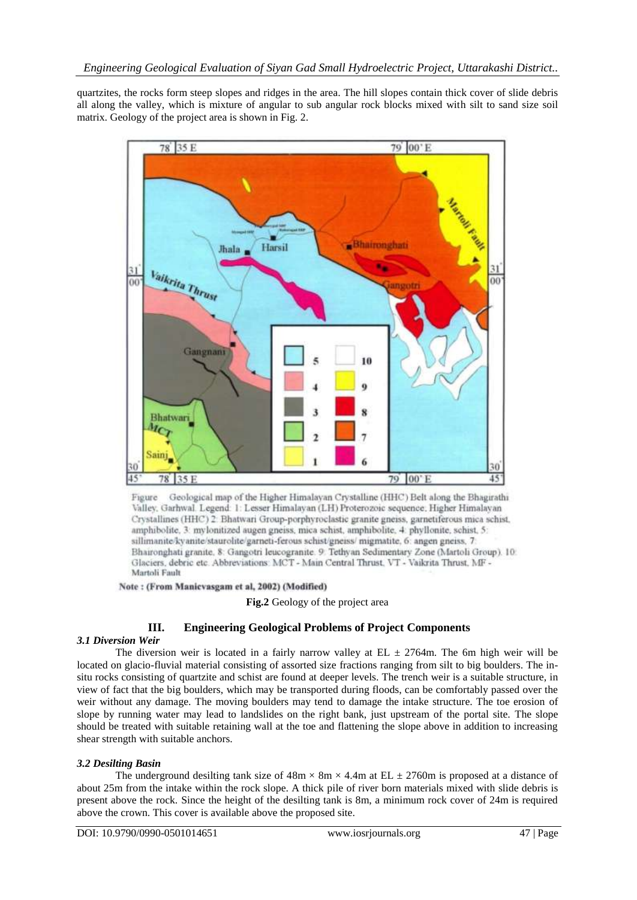quartzites, the rocks form steep slopes and ridges in the area. The hill slopes contain thick cover of slide debris all along the valley, which is mixture of angular to sub angular rock blocks mixed with silt to sand size soil matrix. Geology of the project area is shown in Fig. 2.

Figure Geological map of the Higher Himalayan Crystalline (HHC) Belt along the Bhagirathi Valley, Garhwal. Legend: 1: Lesser Himalayan (LH) Proterozoic sequence; Higher Himalayan Crystallines (HHC) 2: Bhatwari Group-porphyroclastic granite gneiss, garnetiferous mica schist, amphibolite, 3: mylonitized augen gneiss, mica schist, amphibolite, 4: phyllonite, schist, 5: sillimanite/kyanite/staurolite/garneti-ferous schist/gneiss/ migmatite, 6: angen gneiss, 7: Bhaironghati granite, 8: Gangotri leucogranite, 9: Tethyan Sedimentary Zone (Martoli Group), 10: Glaciers, debric etc. Abbreviations: MCT - Main Central Thrust, VT - Vaikrita Thrust, MF - Martoli Fault

**Note : (From Manicvasgam et al, 2002) (Modified)**

**Fig.2** Geology of the project area

## III. Engineering Geological Problems of Project Components

### *3.1 Diversion Weir*

The diversion weir is located in a fairly narrow valley at EL ± 2764m. The 6m high weir will be located on glacio-fluvial material consisting of assorted size fractions ranging from silt to big boulders. The in-situ rocks consisting of quartzite and schist are found at deeper levels. The trench weir is a suitable structure, in view of fact that the big boulders, which may be transported during floods, can be comfortably passed over the weir without any damage. The moving boulders may tend to damage the intake structure. The toe erosion of slope by running water may lead to landslides on the right bank, just upstream of the portal site. The slope should be treated with suitable retaining wall at the toe and flattening the slope above in addition to increasing shear strength with suitable anchors.

### *3.2 Desilting Basin*

The underground desilting tank size of 48m × 8m × 4.4m at EL ± 2760m is proposed at a distance of about 25m from the intake within the rock slope. A thick pile of river born materials mixed with slide debris is present above the rock. Since the height of the desilting tank is 8m, a minimum rock cover of 24m is required above the crown. This cover is available above the proposed site.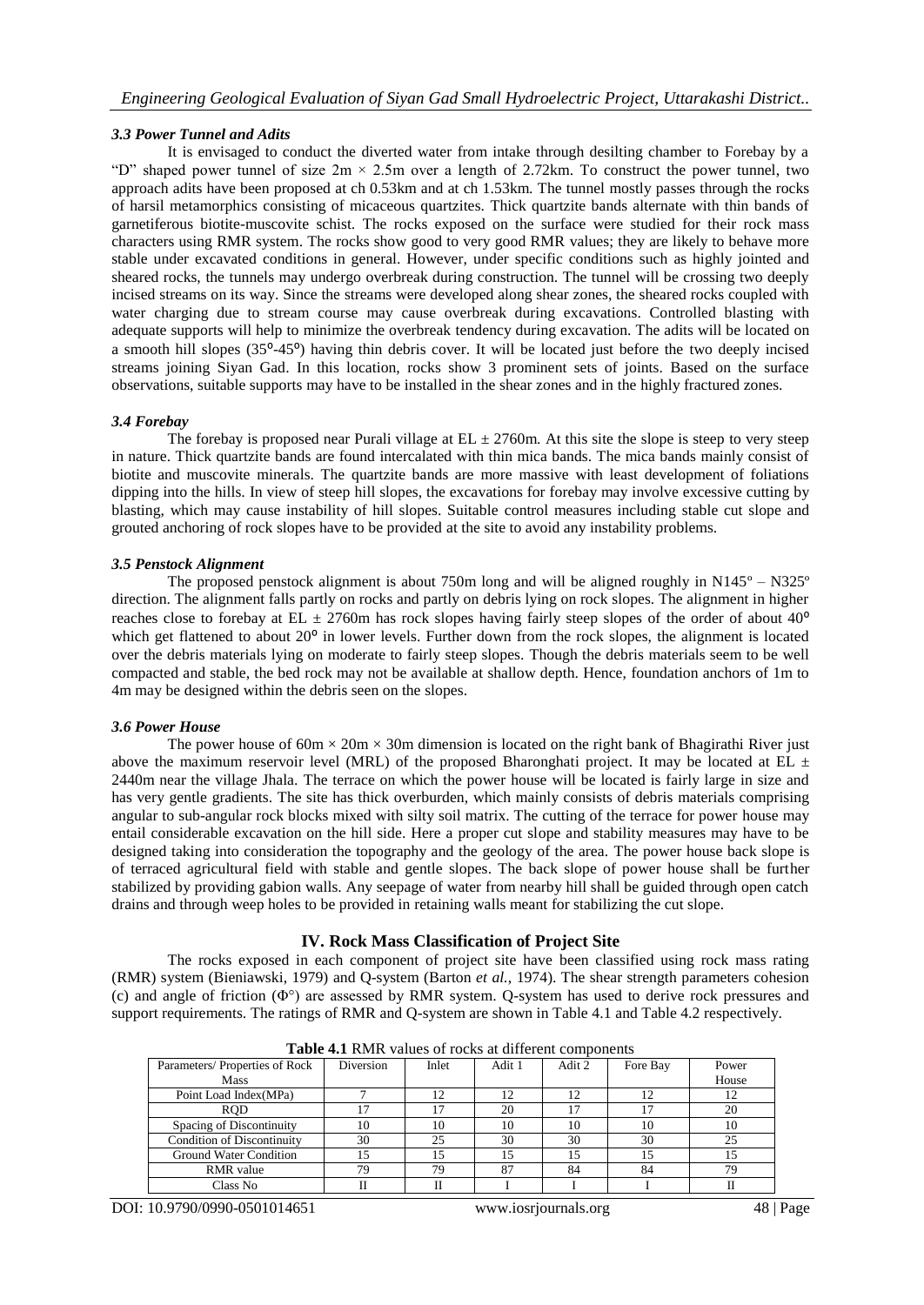### *3.3 Power Tunnel and Adits*

It is envisaged to conduct the diverted water from intake through desilting chamber to Forebay by a "D" shaped power tunnel of size 2m × 2.5m over a length of 2.72km. To construct the power tunnel, two approach adits have been proposed at ch 0.53km and at ch 1.53km. The tunnel mostly passes through the rocks of harsil metamorphics consisting of micaceous quartzites. Thick quartzite bands alternate with thin bands of garnetiferous biotite-muscovite schist. The rocks exposed on the surface were studied for their rock mass characters using RMR system. The rocks show good to very good RMR values; they are likely to behave more stable under excavated conditions in general. However, under specific conditions such as highly jointed and sheared rocks, the tunnels may undergo overbreak during construction. The tunnel will be crossing two deeply incised streams on its way. Since the streams were developed along shear zones, the sheared rocks coupled with water charging due to stream course may cause overbreak during excavations. Controlled blasting with adequate supports will help to minimize the overbreak tendency during excavation. The adits will be located on a smooth hill slopes (35°-45°) having thin debris cover. It will be located just before the two deeply incised streams joining Siyan Gad. In this location, rocks show 3 prominent sets of joints. Based on the surface observations, suitable supports may have to be installed in the shear zones and in the highly fractured zones.

### *3.4 Forebay*

The forebay is proposed near Purali village at EL ± 2760m. At this site the slope is steep to very steep in nature. Thick quartzite bands are found intercalated with thin mica bands. The mica bands mainly consist of biotite and muscovite minerals. The quartzite bands are more massive with least development of foliations dipping into the hills. In view of steep hill slopes, the excavations for forebay may involve excessive cutting by blasting, which may cause instability of hill slopes. Suitable control measures including stable cut slope and grouted anchoring of rock slopes have to be provided at the site to avoid any instability problems.

### *3.5 Penstock Alignment*

The proposed penstock alignment is about 750m long and will be aligned roughly in N145° – N325° direction. The alignment falls partly on rocks and partly on debris lying on rock slopes. The alignment in higher reaches close to forebay at EL ± 2760m has rock slopes having fairly steep slopes of the order of about 40° which get flattened to about 20° in lower levels. Further down from the rock slopes, the alignment is located over the debris materials lying on moderate to fairly steep slopes. Though the debris materials seem to be well compacted and stable, the bed rock may not be available at shallow depth. Hence, foundation anchors of 1m to 4m may be designed within the debris seen on the slopes.

### *3.6 Power House*

The power house of 60m × 20m × 30m dimension is located on the right bank of Bhagirathi River just above the maximum reservoir level (MRL) of the proposed Bharonghati project. It may be located at EL ± 2440m near the village Jhala. The terrace on which the power house will be located is fairly large in size and has very gentle gradients. The site has thick overburden, which mainly consists of debris materials comprising angular to sub-angular rock blocks mixed with silty soil matrix. The cutting of the terrace for power house may entail considerable excavation on the hill side. Here a proper cut slope and stability measures may have to be designed taking into consideration the topography and the geology of the area. The power house back slope is of terraced agricultural field with stable and gentle slopes. The back slope of power house shall be further stabilized by providing gabion walls. Any seepage of water from nearby hill shall be guided through open catch drains and through weep holes to be provided in retaining walls meant for stabilizing the cut slope.

## IV. Rock Mass Classification of Project Site

The rocks exposed in each component of project site have been classified using rock mass rating (RMR) system (Bieniawski, 1979) and Q-system (Barton *et al.*, 1974). The shear strength parameters cohesion (c) and angle of friction (Φ°) are assessed by RMR system. Q-system has used to derive rock pressures and support requirements. The ratings of RMR and Q-system are shown in Table 4.1 and Table 4.2 respectively.

**Table 4.1** RMR values of rocks at different components

| Parameters/ Properties of Rock Mass | Diversion | Inlet | Adit 1 | Adit 2 | Fore Bay | Power House |
|---|---|---|---|---|---|---|
| Point Load Index(MPa) | 7 | 12 | 12 | 12 | 12 | 12 |
| RQD | 17 | 17 | 20 | 17 | 17 | 20 |
| Spacing of Discontinuity | 10 | 10 | 10 | 10 | 10 | 10 |
| Condition of Discontinuity | 30 | 25 | 30 | 30 | 30 | 25 |
| Ground Water Condition | 15 | 15 | 15 | 15 | 15 | 15 |
| RMR value | 79 | 79 | 87 | 84 | 84 | 79 |
| Class No | II | II | I | I | I | II |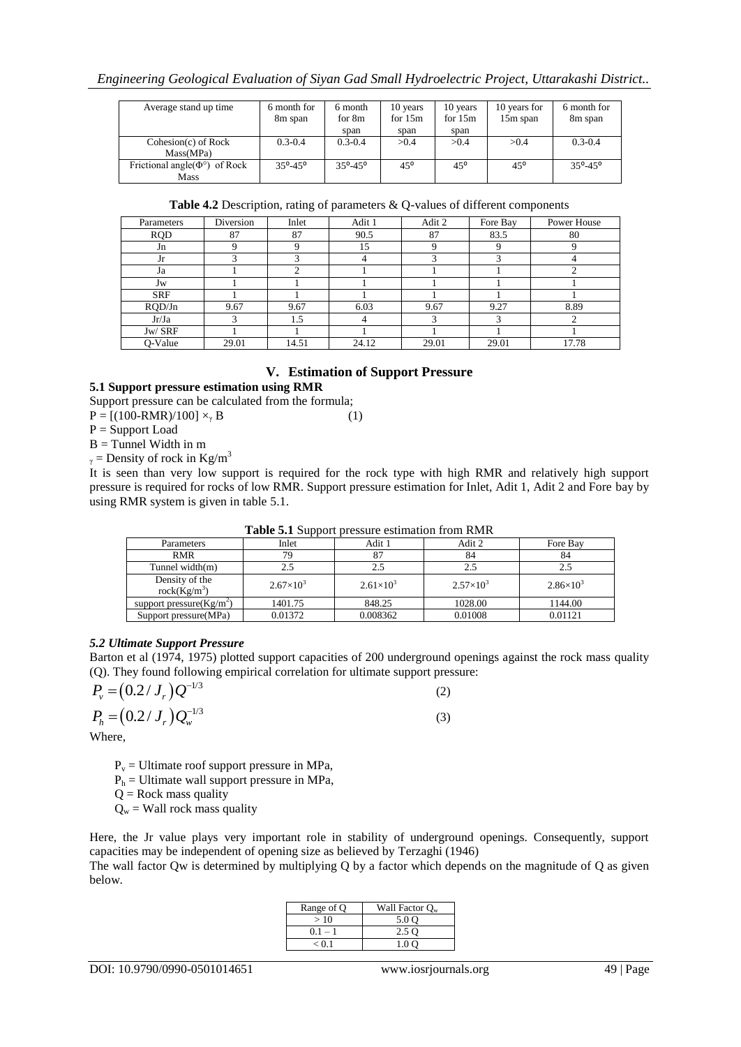| Average stand up time | 6 month for 8m span | 6 month for 8m span | 10 years for 15m span | 10 years for 15m span | 10 years for 15m span | 6 month for 8m span |
|---|---|---|---|---|---|---|
| Cohesion(c) of Rock Mass(MPa) | 0.3-0.4 | 0.3-0.4 | >0.4 | >0.4 | >0.4 | 0.3-0.4 |
| Frictional angle(Φ°) of Rock Mass | 35⁰-45⁰ | 35⁰-45⁰ | 45⁰ | 45⁰ | 45⁰ | 35⁰-45⁰ |

**Table 4.2** Description, rating of parameters & Q-values of different components

| Parameters | Diversion | Inlet | Adit 1 | Adit 2 | Fore Bay | Power House |
|---|---|---|---|---|---|---|
| RQD | 87 | 87 | 90.5 | 87 | 83.5 | 80 |
| Jn | 9 | 9 | 15 | 9 | 9 | 9 |
| Jr | 3 | 3 | 4 | 3 | 3 | 4 |
| Ja | 1 | 2 | 1 | 1 | 1 | 2 |
| Jw | 1 | 1 | 1 | 1 | 1 | 1 |
| SRF | 1 | 1 | 1 | 1 | 1 | 1 |
| RQD/Jn | 9.67 | 9.67 | 6.03 | 9.67 | 9.27 | 8.89 |
| Jr/Ja | 3 | 1.5 | 4 | 3 | 3 | 2 |
| Jw/ SRF | 1 | 1 | 1 | 1 | 1 | 1 |
| Q-Value | 29.01 | 14.51 | 24.12 | 29.01 | 29.01 | 17.78 |

## V. Estimation of Support Pressure

### 5.1 Support pressure estimation using RMR

Support pressure can be calculated from the formula;

$P = [(100\text{-RMR})/100] \times_{\gamma} B$ (1)

P = Support Load

B = Tunnel Width in m

$_{\gamma}$ = Density of rock in $Kg/m^3$

It is seen than very low support is required for the rock type with high RMR and relatively high support pressure is required for rocks of low RMR. Support pressure estimation for Inlet, Adit 1, Adit 2 and Fore bay by using RMR system is given in table 5.1.

**Table 5.1** Support pressure estimation from RMR

| Parameters | Inlet | Adit 1 | Adit 2 | Fore Bay |
|---|---|---|---|---|
| RMR | 79 | 87 | 84 | 84 |
| Tunnel width(m) | 2.5 | 2.5 | 2.5 | 2.5 |
| Density of the rock($Kg/m^3$) | $2.67\times10^3$ | $2.61\times10^3$ | $2.57\times10^3$ | $2.86\times10^3$ |
| support pressure($Kg/m^2$) | 1401.75 | 848.25 | 1028.00 | 1144.00 |
| Support pressure(MPa) | 0.01372 | 0.008362 | 0.01008 | 0.01121 |

### *5.2 Ultimate Support Pressure*

Barton et al (1974, 1975) plotted support capacities of 200 underground openings against the rock mass quality (Q). They found following empirical correlation for ultimate support pressure:

$$P_v = \left(0.2 / J_r\right) Q^{-1/3} \quad (2)$$

$$P_h = \left(0.2 / J_r\right) Q_w^{-1/3} \quad (3)$$

Where,

$P_v$ = Ultimate roof support pressure in MPa,
$P_h$ = Ultimate wall support pressure in MPa,
Q = Rock mass quality
$Q_w$ = Wall rock mass quality

Here, the Jr value plays very important role in stability of underground openings. Consequently, support capacities may be independent of opening size as believed by Terzaghi (1946)

The wall factor Qw is determined by multiplying Q by a factor which depends on the magnitude of Q as given below.

| Range of Q | Wall Factor $Q_w$ |
|---|---|
| > 10 | 5.0 Q |
| 0.1 – 1 | 2.5 Q |
| < 0.1 | 1.0 Q |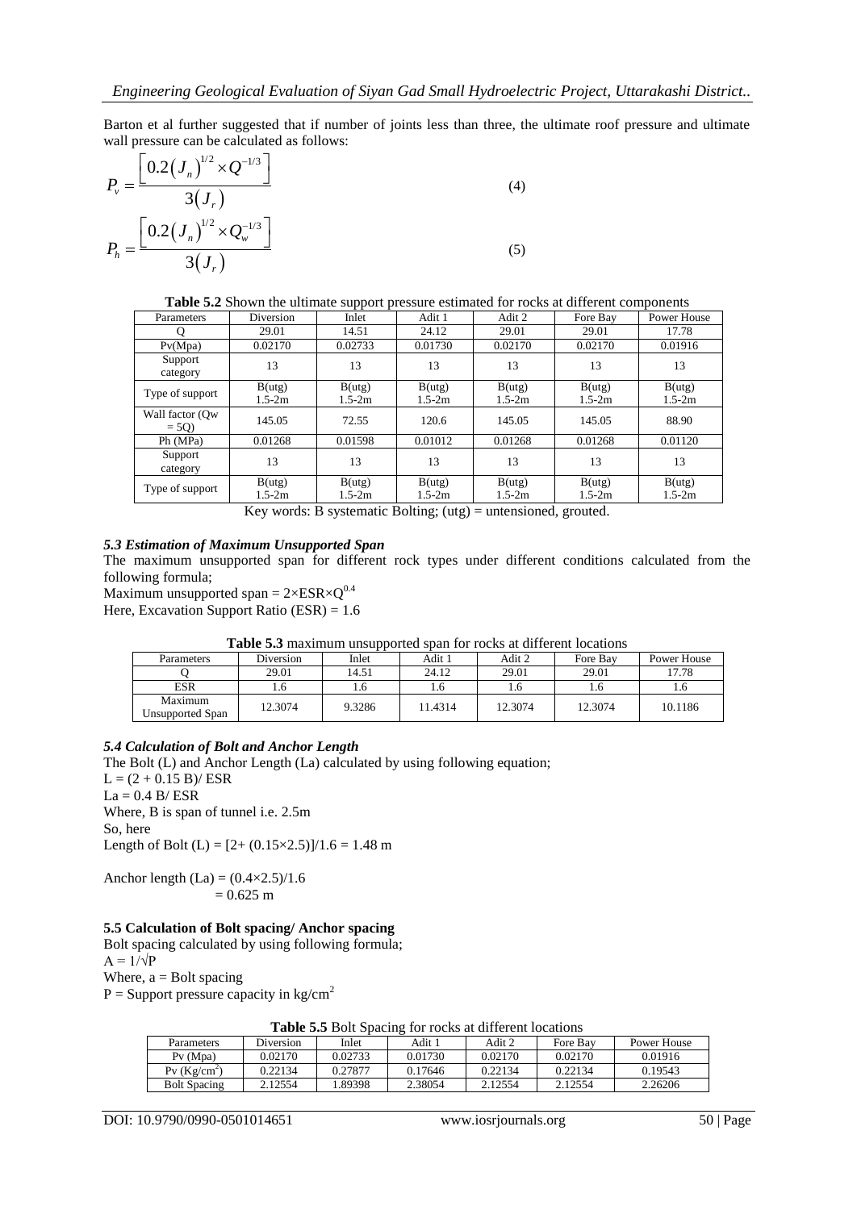Barton et al further suggested that if number of joints less than three, the ultimate roof pressure and ultimate wall pressure can be calculated as follows:

$$P_v = \frac{\left[0.2\left(J_n\right)^{1/2} \times Q^{-1/3}\right]}{3\left(J_r\right)} \tag{4}$$

$$P_h = \frac{\left[0.2\left(J_n\right)^{1/2} \times Q_w^{-1/3}\right]}{3\left(J_r\right)} \tag{5}$$

**Table 5.2** Shown the ultimate support pressure estimated for rocks at different components

| Parameters | Diversion | Inlet | Adit 1 | Adit 2 | Fore Bay | Power House |
|---|---|---|---|---|---|---|
| Q | 29.01 | 14.51 | 24.12 | 29.01 | 29.01 | 17.78 |
| Pv(Mpa) | 0.02170 | 0.02733 | 0.01730 | 0.02170 | 0.02170 | 0.01916 |
| Support category | 13 | 13 | 13 | 13 | 13 | 13 |
| Type of support | B(utg) 1.5-2m | B(utg) 1.5-2m | B(utg) 1.5-2m | B(utg) 1.5-2m | B(utg) 1.5-2m | B(utg) 1.5-2m |
| Wall factor (Qw = 5Q) | 145.05 | 72.55 | 120.6 | 145.05 | 145.05 | 88.90 |
| Ph (MPa) | 0.01268 | 0.01598 | 0.01012 | 0.01268 | 0.01268 | 0.01120 |
| Support category | 13 | 13 | 13 | 13 | 13 | 13 |
| Type of support | B(utg) 1.5-2m | B(utg) 1.5-2m | B(utg) 1.5-2m | B(utg) 1.5-2m | B(utg) 1.5-2m | B(utg) 1.5-2m |

Key words: B systematic Bolting; (utg) = untensioned, grouted.

### *5.3 Estimation of Maximum Unsupported Span*

The maximum unsupported span for different rock types under different conditions calculated from the following formula;

Maximum unsupported span = $2 \times ESR \times Q^{0.4}$

Here, Excavation Support Ratio (ESR) = 1.6

**Table 5.3** maximum unsupported span for rocks at different locations

| Parameters | Diversion | Inlet | Adit 1 | Adit 2 | Fore Bay | Power House |
|---|---|---|---|---|---|---|
| Q | 29.01 | 14.51 | 24.12 | 29.01 | 29.01 | 17.78 |
| ESR | 1.6 | 1.6 | 1.6 | 1.6 | 1.6 | 1.6 |
| Maximum Unsupported Span | 12.3074 | 9.3286 | 11.4314 | 12.3074 | 12.3074 | 10.1186 |

### *5.4 Calculation of Bolt and Anchor Length*

The Bolt (L) and Anchor Length (La) calculated by using following equation;

$L = (2 + 0.15\ B)/ ESR$

$La = 0.4\ B/ ESR$

Where, B is span of tunnel i.e. 2.5m

So, here

Length of Bolt (L) = $[2+ (0.15\times2.5)]/1.6 = 1.48$ m

Anchor length (La) = $(0.4\times2.5)/1.6$
$= 0.625$ m

### 5.5 Calculation of Bolt spacing/ Anchor spacing

Bolt spacing calculated by using following formula;

$A = 1/\sqrt{P}$

Where, a = Bolt spacing

P = Support pressure capacity in $kg/cm^2$

**Table 5.5** Bolt Spacing for rocks at different locations

| Parameters | Diversion | Inlet | Adit 1 | Adit 2 | Fore Bay | Power House |
|---|---|---|---|---|---|---|
| Pv (Mpa) | 0.02170 | 0.02733 | 0.01730 | 0.02170 | 0.02170 | 0.01916 |
| Pv ($Kg/cm^2$) | 0.22134 | 0.27877 | 0.17646 | 0.22134 | 0.22134 | 0.19543 |
| Bolt Spacing | 2.12554 | 1.89398 | 2.38054 | 2.12554 | 2.12554 | 2.26206 |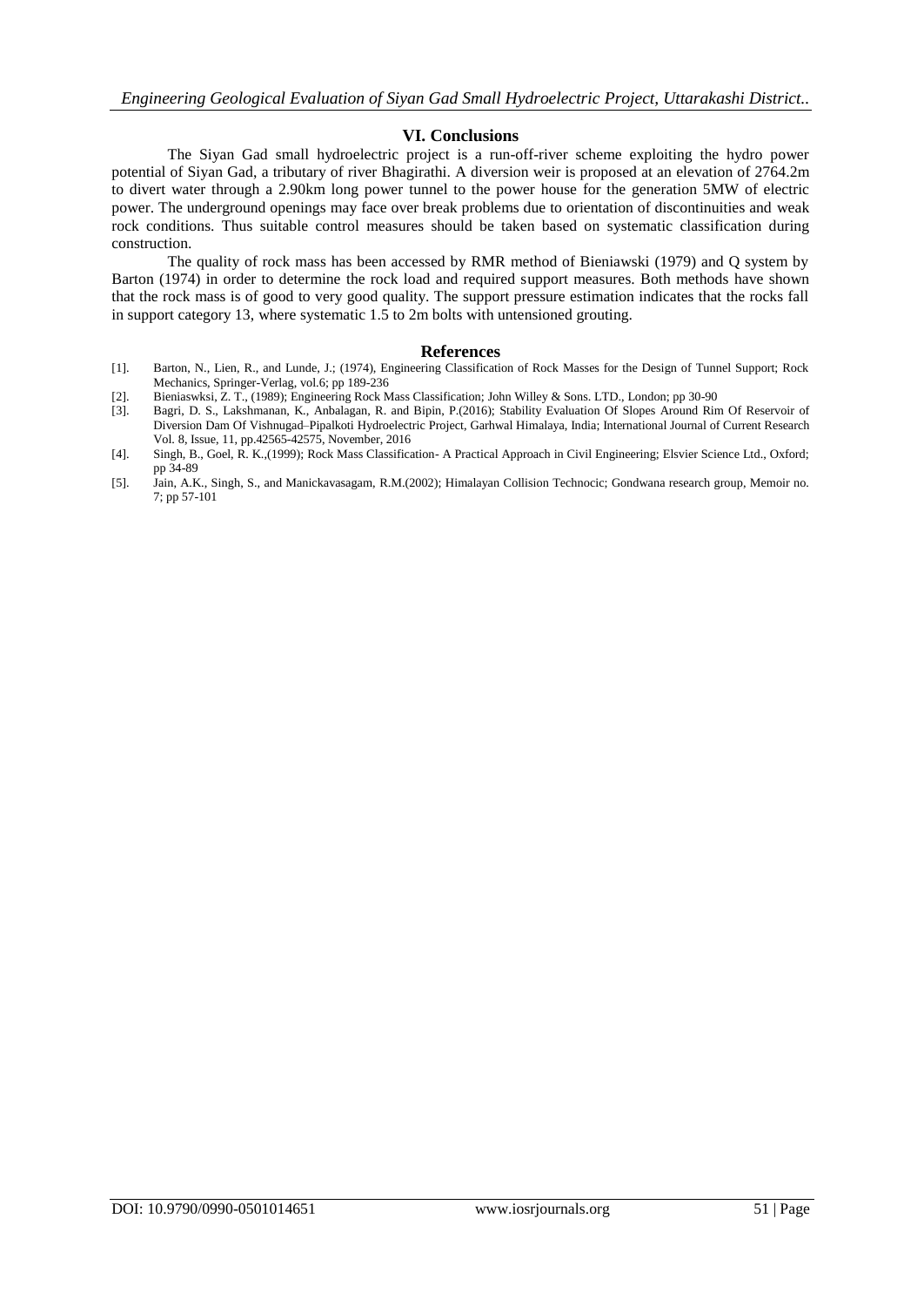## VI. Conclusions

The Siyan Gad small hydroelectric project is a run-off-river scheme exploiting the hydro power potential of Siyan Gad, a tributary of river Bhagirathi. A diversion weir is proposed at an elevation of 2764.2m to divert water through a 2.90km long power tunnel to the power house for the generation 5MW of electric power. The underground openings may face over break problems due to orientation of discontinuities and weak rock conditions. Thus suitable control measures should be taken based on systematic classification during construction.

The quality of rock mass has been accessed by RMR method of Bieniawski (1979) and Q system by Barton (1974) in order to determine the rock load and required support measures. Both methods have shown that the rock mass is of good to very good quality. The support pressure estimation indicates that the rocks fall in support category 13, where systematic 1.5 to 2m bolts with untensioned grouting.

## References

[1]. Barton, N., Lien, R., and Lunde, J.; (1974), Engineering Classification of Rock Masses for the Design of Tunnel Support; Rock Mechanics, Springer-Verlag, vol.6; pp 189-236

[2]. Bieniaswksi, Z. T., (1989); Engineering Rock Mass Classification; John Willey & Sons. LTD., London; pp 30-90

[3]. Bagri, D. S., Lakshmanan, K., Anbalagan, R. and Bipin, P.(2016); Stability Evaluation Of Slopes Around Rim Of Reservoir of Diversion Dam Of Vishnugad–Pipalkoti Hydroelectric Project, Garhwal Himalaya, India; International Journal of Current Research Vol. 8, Issue, 11, pp.42565-42575, November, 2016

[4]. Singh, B., Goel, R. K.,(1999); Rock Mass Classification- A Practical Approach in Civil Engineering; Elsvier Science Ltd., Oxford; pp 34-89

[5]. Jain, A.K., Singh, S., and Manickavasagam, R.M.(2002); Himalayan Collision Technocic; Gondwana research group, Memoir no. 7; pp 57-101